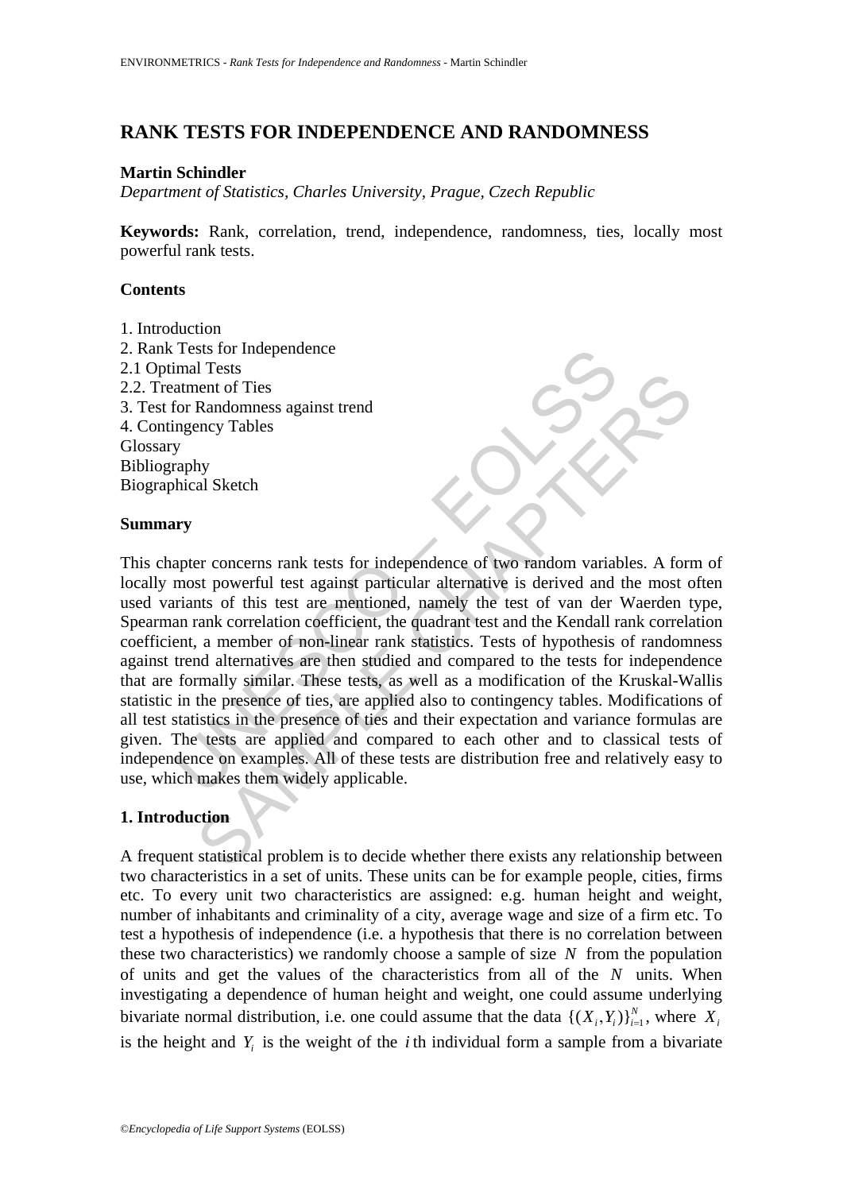# RANK TESTS FOR INDEPENDENCE AND RANDOMNESS

**Martin Schindler**

*Department of Statistics, Charles University, Prague, Czech Republic*

**Keywords:** Rank, correlation, trend, independence, randomness, ties, locally most powerful rank tests.

## Contents

1. Introduction
2. Rank Tests for Independence
2.1 Optimal Tests
2.2. Treatment of Ties
3. Test for Randomness against trend
4. Contingency Tables

Glossary
Bibliography
Biographical Sketch

## Summary

This chapter concerns rank tests for independence of two random variables. A form of locally most powerful test against particular alternative is derived and the most often used variants of this test are mentioned, namely the test of van der Waerden type, Spearman rank correlation coefficient, the quadrant test and the Kendall rank correlation coefficient, a member of non-linear rank statistics. Tests of hypothesis of randomness against trend alternatives are then studied and compared to the tests for independence that are formally similar. These tests, as well as a modification of the Kruskal-Wallis statistic in the presence of ties, are applied also to contingency tables. Modifications of all test statistics in the presence of ties and their expectation and variance formulas are given. The tests are applied and compared to each other and to classical tests of independence on examples. All of these tests are distribution free and relatively easy to use, which makes them widely applicable.

## 1. Introduction

A frequent statistical problem is to decide whether there exists any relationship between two characteristics in a set of units. These units can be for example people, cities, firms etc. To every unit two characteristics are assigned: e.g. human height and weight, number of inhabitants and criminality of a city, average wage and size of a firm etc. To test a hypothesis of independence (i.e. a hypothesis that there is no correlation between these two characteristics) we randomly choose a sample of size $N$ from the population of units and get the values of the characteristics from all of the $N$ units. When investigating a dependence of human height and weight, one could assume underlying bivariate normal distribution, i.e. one could assume that the data $\{(X_i, Y_i)\}_{i=1}^{N}$, where $X_i$ is the height and $Y_i$ is the weight of the $i$th individual form a sample from a bivariate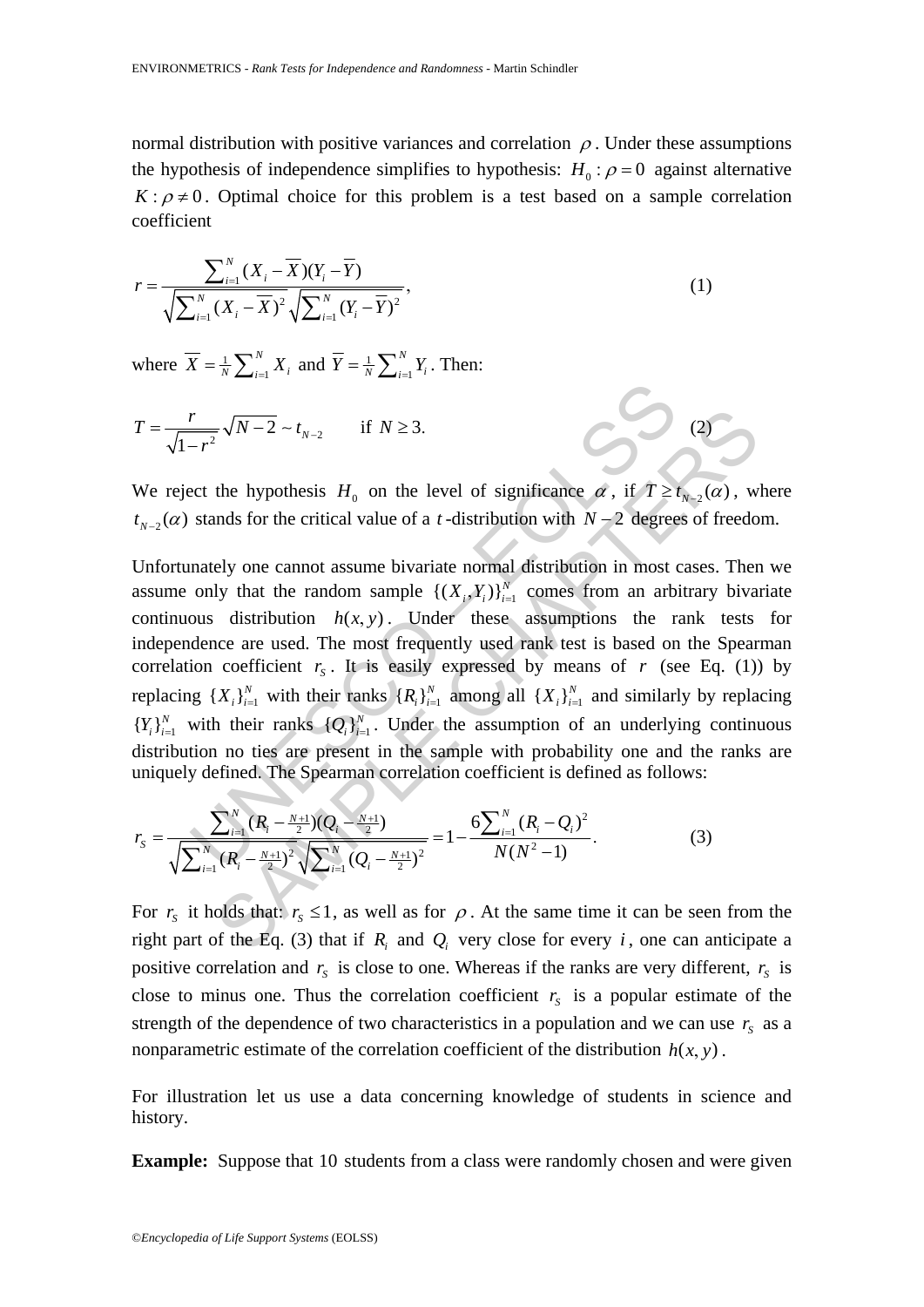normal distribution with positive variances and correlation $\rho$. Under these assumptions the hypothesis of independence simplifies to hypothesis: $H_0 : \rho = 0$ against alternative $K : \rho \neq 0$. Optimal choice for this problem is a test based on a sample correlation coefficient

$$r = \frac{\sum_{i=1}^{N} (X_i - \overline{X})(Y_i - \overline{Y})}{\sqrt{\sum_{i=1}^{N} (X_i - \overline{X})^2} \sqrt{\sum_{i=1}^{N} (Y_i - \overline{Y})^2}}, \tag{1}$$

where $\overline{X} = \frac{1}{N} \sum_{i=1}^{N} X_i$ and $\overline{Y} = \frac{1}{N} \sum_{i=1}^{N} Y_i$. Then:

$$T = \frac{r}{\sqrt{1-r^2}} \sqrt{N-2} \sim t_{N-2} \qquad \text{if } N \geq 3. \tag{2}$$

We reject the hypothesis $H_0$ on the level of significance $\alpha$, if $T \geq t_{N-2}(\alpha)$, where $t_{N-2}(\alpha)$ stands for the critical value of a $t$-distribution with $N-2$ degrees of freedom.

Unfortunately one cannot assume bivariate normal distribution in most cases. Then we assume only that the random sample $\{(X_i, Y_i)\}_{i=1}^{N}$ comes from an arbitrary bivariate continuous distribution $h(x, y)$. Under these assumptions the rank tests for independence are used. The most frequently used rank test is based on the Spearman correlation coefficient $r_S$. It is easily expressed by means of $r$ (see Eq. (1)) by replacing $\{X_i\}_{i=1}^{N}$ with their ranks $\{R_i\}_{i=1}^{N}$ among all $\{X_i\}_{i=1}^{N}$ and similarly by replacing $\{Y_i\}_{i=1}^{N}$ with their ranks $\{Q_i\}_{i=1}^{N}$. Under the assumption of an underlying continuous distribution no ties are present in the sample with probability one and the ranks are uniquely defined. The Spearman correlation coefficient is defined as follows:

$$r_S = \frac{\sum_{i=1}^{N} (R_i - \frac{N+1}{2})(Q_i - \frac{N+1}{2})}{\sqrt{\sum_{i=1}^{N} (R_i - \frac{N+1}{2})^2} \sqrt{\sum_{i=1}^{N} (Q_i - \frac{N+1}{2})^2}} = 1 - \frac{6\sum_{i=1}^{N} (R_i - Q_i)^2}{N(N^2 - 1)}. \tag{3}$$

For $r_S$ it holds that: $r_S \leq 1$, as well as for $\rho$. At the same time it can be seen from the right part of the Eq. (3) that if $R_i$ and $Q_i$ very close for every $i$, one can anticipate a positive correlation and $r_S$ is close to one. Whereas if the ranks are very different, $r_S$ is close to minus one. Thus the correlation coefficient $r_S$ is a popular estimate of the strength of the dependence of two characteristics in a population and we can use $r_S$ as a nonparametric estimate of the correlation coefficient of the distribution $h(x, y)$.

For illustration let us use a data concerning knowledge of students in science and history.

**Example:** Suppose that 10 students from a class were randomly chosen and were given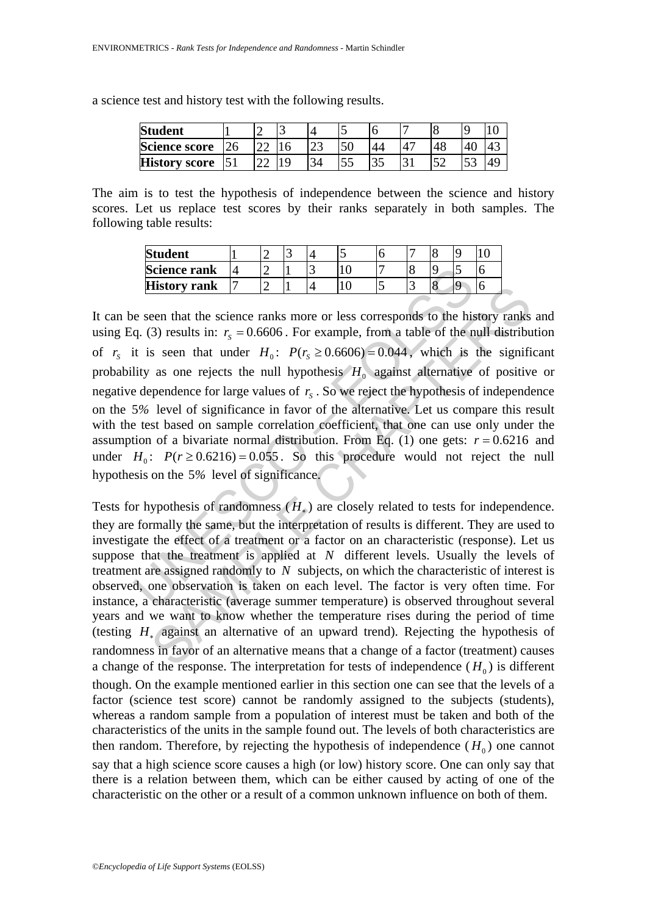a science test and history test with the following results.

| Student | 1 | 2 | 3 | 4 | 5 | 6 | 7 | 8 | 9 | 10 |
|---|---|---|---|---|---|---|---|---|---|---|
| Science score | 26 | 22 | 16 | 23 | 50 | 44 | 47 | 48 | 40 | 43 |
| History score | 51 | 22 | 19 | 34 | 55 | 35 | 31 | 52 | 53 | 49 |

The aim is to test the hypothesis of independence between the science and history scores. Let us replace test scores by their ranks separately in both samples. The following table results:

| Student | 1 | 2 | 3 | 4 | 5 | 6 | 7 | 8 | 9 | 10 |
|---|---|---|---|---|---|---|---|---|---|---|
| Science rank | 4 | 2 | 1 | 3 | 10 | 7 | 8 | 9 | 5 | 6 |
| History rank | 7 | 2 | 1 | 4 | 10 | 5 | 3 | 8 | 9 | 6 |

It can be seen that the science ranks more or less corresponds to the history ranks and using Eq. (3) results in: $r_S = 0.6606$. For example, from a table of the null distribution of $r_S$ it is seen that under $H_0$: $P(r_S \geq 0.6606) = 0.044$, which is the significant probability as one rejects the null hypothesis $H_0$ against alternative of positive or negative dependence for large values of $r_S$. So we reject the hypothesis of independence on the $5\%$ level of significance in favor of the alternative. Let us compare this result with the test based on sample correlation coefficient, that one can use only under the assumption of a bivariate normal distribution. From Eq. (1) one gets: $r = 0.6216$ and under $H_0$: $P(r \geq 0.6216) = 0.055$. So this procedure would not reject the null hypothesis on the $5\%$ level of significance.

Tests for hypothesis of randomness ($H_*$) are closely related to tests for independence. they are formally the same, but the interpretation of results is different. They are used to investigate the effect of a treatment or a factor on an characteristic (response). Let us suppose that the treatment is applied at $N$ different levels. Usually the levels of treatment are assigned randomly to $N$ subjects, on which the characteristic of interest is observed, one observation is taken on each level. The factor is very often time. For instance, a characteristic (average summer temperature) is observed throughout several years and we want to know whether the temperature rises during the period of time (testing $H_*$ against an alternative of an upward trend). Rejecting the hypothesis of randomness in favor of an alternative means that a change of a factor (treatment) causes a change of the response. The interpretation for tests of independence ($H_0$) is different though. On the example mentioned earlier in this section one can see that the levels of a factor (science test score) cannot be randomly assigned to the subjects (students), whereas a random sample from a population of interest must be taken and both of the characteristics of the units in the sample found out. The levels of both characteristics are then random. Therefore, by rejecting the hypothesis of independence ($H_0$) one cannot say that a high science score causes a high (or low) history score. One can only say that there is a relation between them, which can be either caused by acting of one of the characteristic on the other or a result of a common unknown influence on both of them.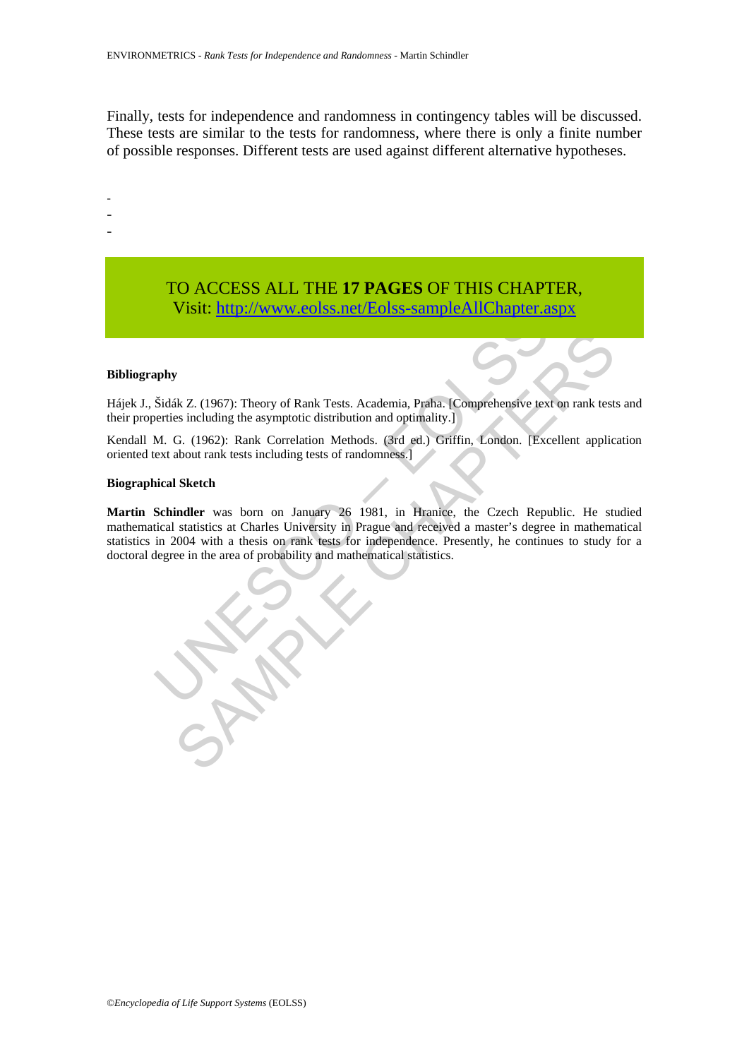Finally, tests for independence and randomness in contingency tables will be discussed. These tests are similar to the tests for randomness, where there is only a finite number of possible responses. Different tests are used against different alternative hypotheses.

-
-
-

TO ACCESS ALL THE **17 PAGES** OF THIS CHAPTER,
Visit: http://www.eolss.net/Eolss-sampleAllChapter.aspx

**Bibliography**

Hájek J., Šidák Z. (1967): Theory of Rank Tests. Academia, Praha. [Comprehensive text on rank tests and their properties including the asymptotic distribution and optimality.]

Kendall M. G. (1962): Rank Correlation Methods. (3rd ed.) Griffin, London. [Excellent application oriented text about rank tests including tests of randomness.]

**Biographical Sketch**

**Martin Schindler** was born on January 26 1981, in Hranice, the Czech Republic. He studied mathematical statistics at Charles University in Prague and received a master's degree in mathematical statistics in 2004 with a thesis on rank tests for independence. Presently, he continues to study for a doctoral degree in the area of probability and mathematical statistics.